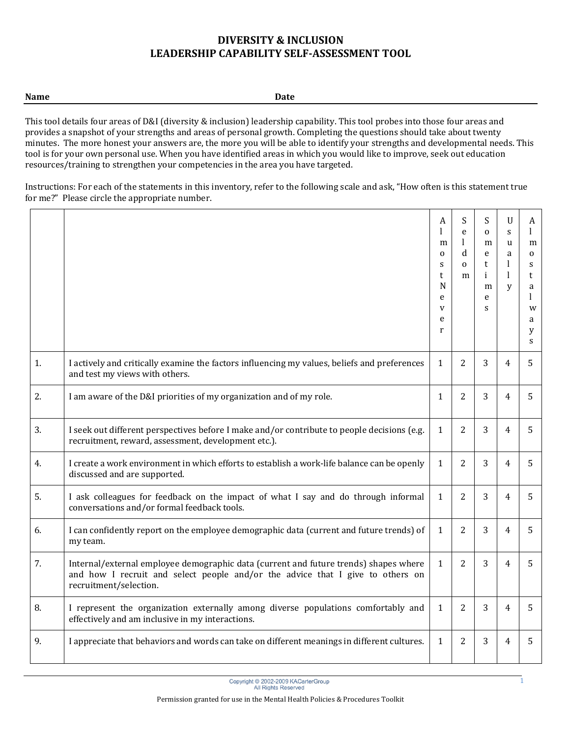# DIVERSITY & INCLUSION
## LEADERSHIP CAPABILITY SELF-ASSESSMENT TOOL

**Name** **Date**

This tool details four areas of D&I (diversity & inclusion) leadership capability. This tool probes into those four areas and provides a snapshot of your strengths and areas of personal growth. Completing the questions should take about twenty minutes. The more honest your answers are, the more you will be able to identify your strengths and developmental needs. This tool is for your own personal use. When you have identified areas in which you would like to improve, seek out education resources/training to strengthen your competencies in the area you have targeted.

Instructions: For each of the statements in this inventory, refer to the following scale and ask, "How often is this statement true for me?" Please circle the appropriate number.

| | | Almost Never | Seldom | Sometimes | Usually | Almost always |
|---|---|---|---|---|---|---|
| 1. | I actively and critically examine the factors influencing my values, beliefs and preferences and test my views with others. | 1 | 2 | 3 | 4 | 5 |
| 2. | I am aware of the D&I priorities of my organization and of my role. | 1 | 2 | 3 | 4 | 5 |
| 3. | I seek out different perspectives before I make and/or contribute to people decisions (e.g. recruitment, reward, assessment, development etc.). | 1 | 2 | 3 | 4 | 5 |
| 4. | I create a work environment in which efforts to establish a work-life balance can be openly discussed and are supported. | 1 | 2 | 3 | 4 | 5 |
| 5. | I ask colleagues for feedback on the impact of what I say and do through informal conversations and/or formal feedback tools. | 1 | 2 | 3 | 4 | 5 |
| 6. | I can confidently report on the employee demographic data (current and future trends) of my team. | 1 | 2 | 3 | 4 | 5 |
| 7. | Internal/external employee demographic data (current and future trends) shapes where and how I recruit and select people and/or the advice that I give to others on recruitment/selection. | 1 | 2 | 3 | 4 | 5 |
| 8. | I represent the organization externally among diverse populations comfortably and effectively and am inclusive in my interactions. | 1 | 2 | 3 | 4 | 5 |
| 9. | I appreciate that behaviors and words can take on different meanings in different cultures. | 1 | 2 | 3 | 4 | 5 |

Copyright © 2002-2009 KACarterGroup
All Rights Reserved

Permission granted for use in the Mental Health Policies & Procedures Toolkit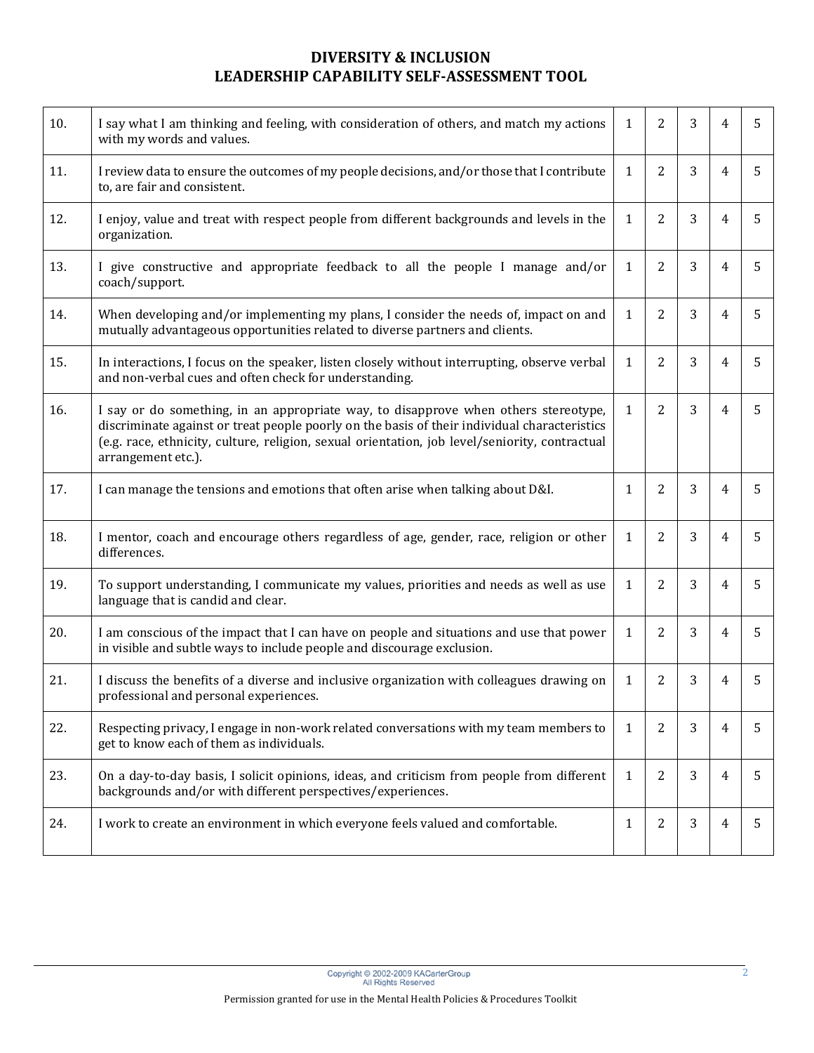# DIVERSITY & INCLUSION
# LEADERSHIP CAPABILITY SELF-ASSESSMENT TOOL

| | | | | | | |
|---|---|---|---|---|---|---|
| 10. | I say what I am thinking and feeling, with consideration of others, and match my actions with my words and values. | 1 | 2 | 3 | 4 | 5 |
| 11. | I review data to ensure the outcomes of my people decisions, and/or those that I contribute to, are fair and consistent. | 1 | 2 | 3 | 4 | 5 |
| 12. | I enjoy, value and treat with respect people from different backgrounds and levels in the organization. | 1 | 2 | 3 | 4 | 5 |
| 13. | I give constructive and appropriate feedback to all the people I manage and/or coach/support. | 1 | 2 | 3 | 4 | 5 |
| 14. | When developing and/or implementing my plans, I consider the needs of, impact on and mutually advantageous opportunities related to diverse partners and clients. | 1 | 2 | 3 | 4 | 5 |
| 15. | In interactions, I focus on the speaker, listen closely without interrupting, observe verbal and non-verbal cues and often check for understanding. | 1 | 2 | 3 | 4 | 5 |
| 16. | I say or do something, in an appropriate way, to disapprove when others stereotype, discriminate against or treat people poorly on the basis of their individual characteristics (e.g. race, ethnicity, culture, religion, sexual orientation, job level/seniority, contractual arrangement etc.). | 1 | 2 | 3 | 4 | 5 |
| 17. | I can manage the tensions and emotions that often arise when talking about D&I. | 1 | 2 | 3 | 4 | 5 |
| 18. | I mentor, coach and encourage others regardless of age, gender, race, religion or other differences. | 1 | 2 | 3 | 4 | 5 |
| 19. | To support understanding, I communicate my values, priorities and needs as well as use language that is candid and clear. | 1 | 2 | 3 | 4 | 5 |
| 20. | I am conscious of the impact that I can have on people and situations and use that power in visible and subtle ways to include people and discourage exclusion. | 1 | 2 | 3 | 4 | 5 |
| 21. | I discuss the benefits of a diverse and inclusive organization with colleagues drawing on professional and personal experiences. | 1 | 2 | 3 | 4 | 5 |
| 22. | Respecting privacy, I engage in non-work related conversations with my team members to get to know each of them as individuals. | 1 | 2 | 3 | 4 | 5 |
| 23. | On a day-to-day basis, I solicit opinions, ideas, and criticism from people from different backgrounds and/or with different perspectives/experiences. | 1 | 2 | 3 | 4 | 5 |
| 24. | I work to create an environment in which everyone feels valued and comfortable. | 1 | 2 | 3 | 4 | 5 |

Copyright © 2002-2009 KACarterGroup
All Rights Reserved

Permission granted for use in the Mental Health Policies & Procedures Toolkit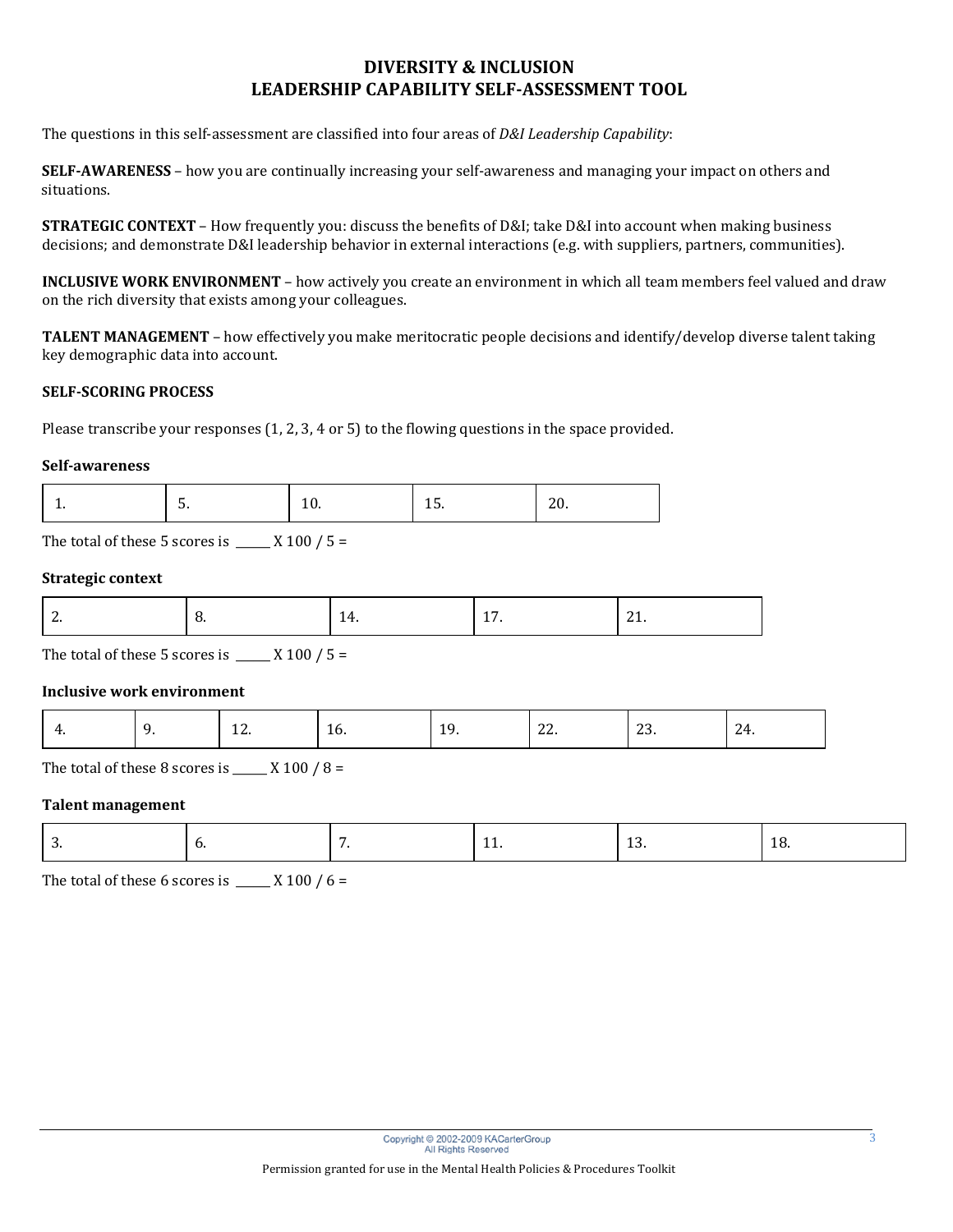# DIVERSITY & INCLUSION
# LEADERSHIP CAPABILITY SELF-ASSESSMENT TOOL

The questions in this self-assessment are classified into four areas of *D&I Leadership Capability*:

**SELF-AWARENESS** – how you are continually increasing your self-awareness and managing your impact on others and situations.

**STRATEGIC CONTEXT** – How frequently you: discuss the benefits of D&I; take D&I into account when making business decisions; and demonstrate D&I leadership behavior in external interactions (e.g. with suppliers, partners, communities).

**INCLUSIVE WORK ENVIRONMENT** – how actively you create an environment in which all team members feel valued and draw on the rich diversity that exists among your colleagues.

**TALENT MANAGEMENT** – how effectively you make meritocratic people decisions and identify/develop diverse talent taking key demographic data into account.

### SELF-SCORING PROCESS

Please transcribe your responses (1, 2, 3, 4 or 5) to the flowing questions in the space provided.

#### Self-awareness

| 1. | 5. | 10. | 15. | 20. |
|---|---|---|---|---|

The total of these 5 scores is ______ X 100 / 5 =

#### Strategic context

| 2. | 8. | 14. | 17. | 21. |
|---|---|---|---|---|

The total of these 5 scores is ______ X 100 / 5 =

#### Inclusive work environment

| 4. | 9. | 12. | 16. | 19. | 22. | 23. | 24. |
|---|---|---|---|---|---|---|---|

The total of these 8 scores is ______ X 100 / 8 =

#### Talent management

| 3. | 6. | 7. | 11. | 13. | 18. |
|---|---|---|---|---|---|

The total of these 6 scores is ______ X 100 / 6 =

Copyright © 2002-2009 KACarterGroup
All Rights Reserved

Permission granted for use in the Mental Health Policies & Procedures Toolkit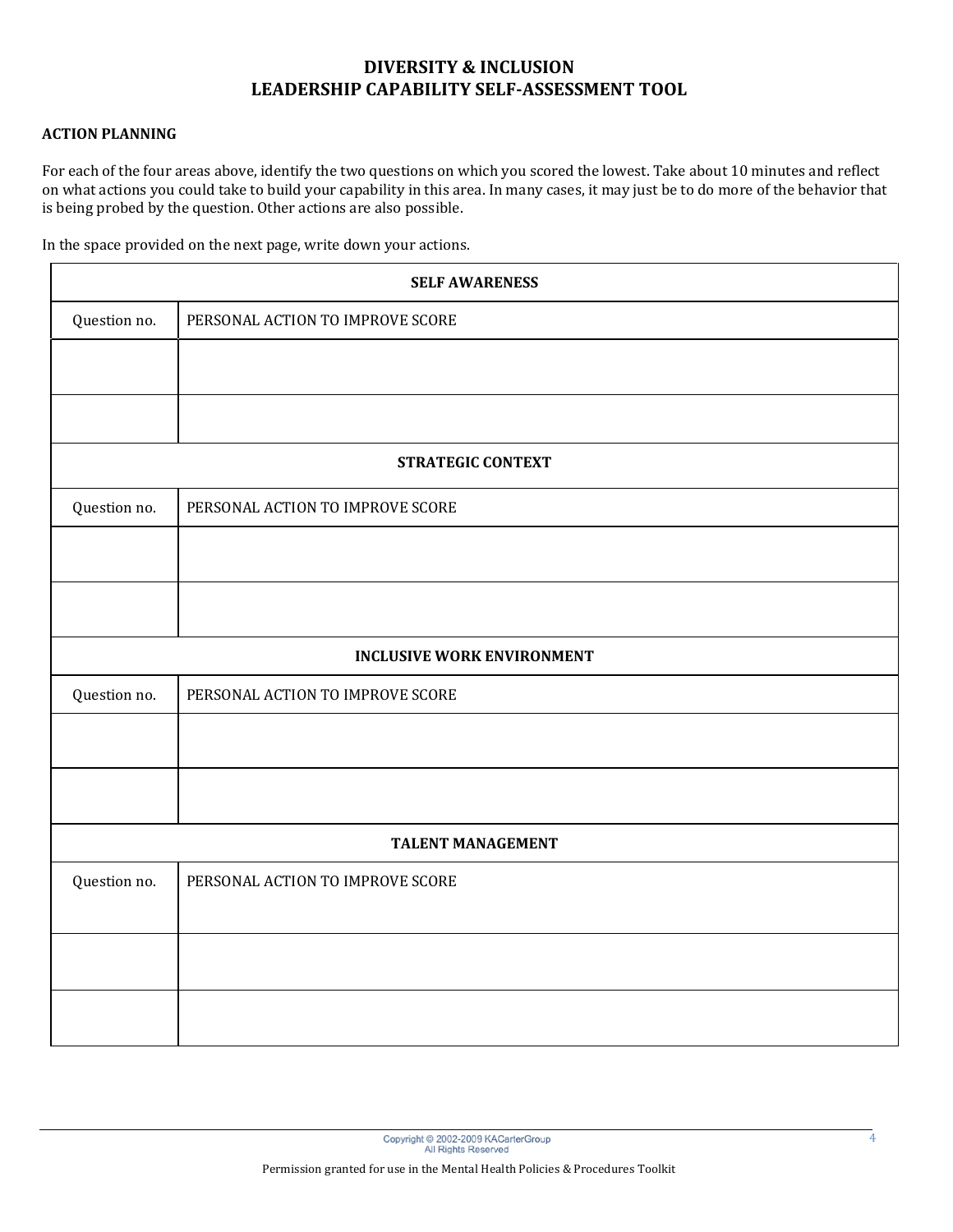# DIVERSITY & INCLUSION
# LEADERSHIP CAPABILITY SELF-ASSESSMENT TOOL

**ACTION PLANNING**

For each of the four areas above, identify the two questions on which you scored the lowest. Take about 10 minutes and reflect on what actions you could take to build your capability in this area. In many cases, it may just be to do more of the behavior that is being probed by the question. Other actions are also possible.

In the space provided on the next page, write down your actions.

| **SELF AWARENESS** | |
|---|---|
| Question no. | PERSONAL ACTION TO IMPROVE SCORE |
| | |
| | |
| **STRATEGIC CONTEXT** | |
| Question no. | PERSONAL ACTION TO IMPROVE SCORE |
| | |
| | |
| **INCLUSIVE WORK ENVIRONMENT** | |
| Question no. | PERSONAL ACTION TO IMPROVE SCORE |
| | |
| | |
| **TALENT MANAGEMENT** | |
| Question no. | PERSONAL ACTION TO IMPROVE SCORE |
| | |
| | |

Copyright © 2002-2009 KACarterGroup
All Rights Reserved

Permission granted for use in the Mental Health Policies & Procedures Toolkit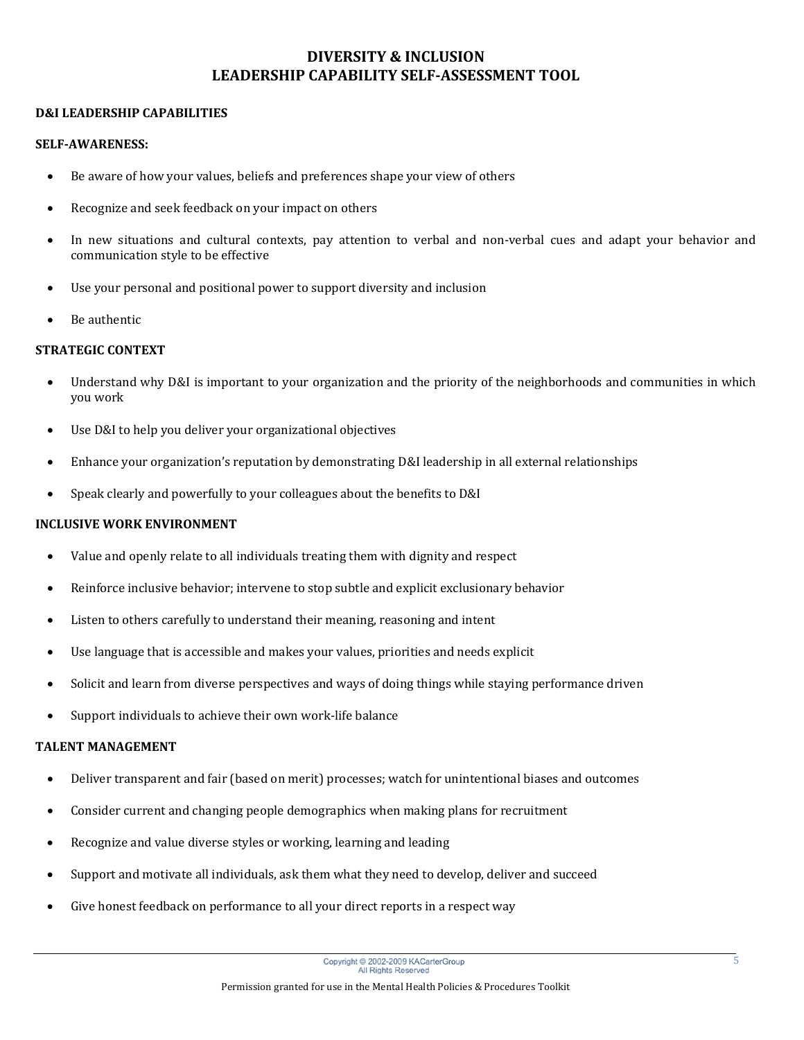# DIVERSITY & INCLUSION
# LEADERSHIP CAPABILITY SELF-ASSESSMENT TOOL

**D&I LEADERSHIP CAPABILITIES**

**SELF-AWARENESS:**

- Be aware of how your values, beliefs and preferences shape your view of others
- Recognize and seek feedback on your impact on others
- In new situations and cultural contexts, pay attention to verbal and non-verbal cues and adapt your behavior and communication style to be effective
- Use your personal and positional power to support diversity and inclusion
- Be authentic

**STRATEGIC CONTEXT**

- Understand why D&I is important to your organization and the priority of the neighborhoods and communities in which you work
- Use D&I to help you deliver your organizational objectives
- Enhance your organization's reputation by demonstrating D&I leadership in all external relationships
- Speak clearly and powerfully to your colleagues about the benefits to D&I

**INCLUSIVE WORK ENVIRONMENT**

- Value and openly relate to all individuals treating them with dignity and respect
- Reinforce inclusive behavior; intervene to stop subtle and explicit exclusionary behavior
- Listen to others carefully to understand their meaning, reasoning and intent
- Use language that is accessible and makes your values, priorities and needs explicit
- Solicit and learn from diverse perspectives and ways of doing things while staying performance driven
- Support individuals to achieve their own work-life balance

**TALENT MANAGEMENT**

- Deliver transparent and fair (based on merit) processes; watch for unintentional biases and outcomes
- Consider current and changing people demographics when making plans for recruitment
- Recognize and value diverse styles or working, learning and leading
- Support and motivate all individuals, ask them what they need to develop, deliver and succeed
- Give honest feedback on performance to all your direct reports in a respect way

Copyright © 2002-2009 KACarterGroup
All Rights Reserved

Permission granted for use in the Mental Health Policies & Procedures Toolkit